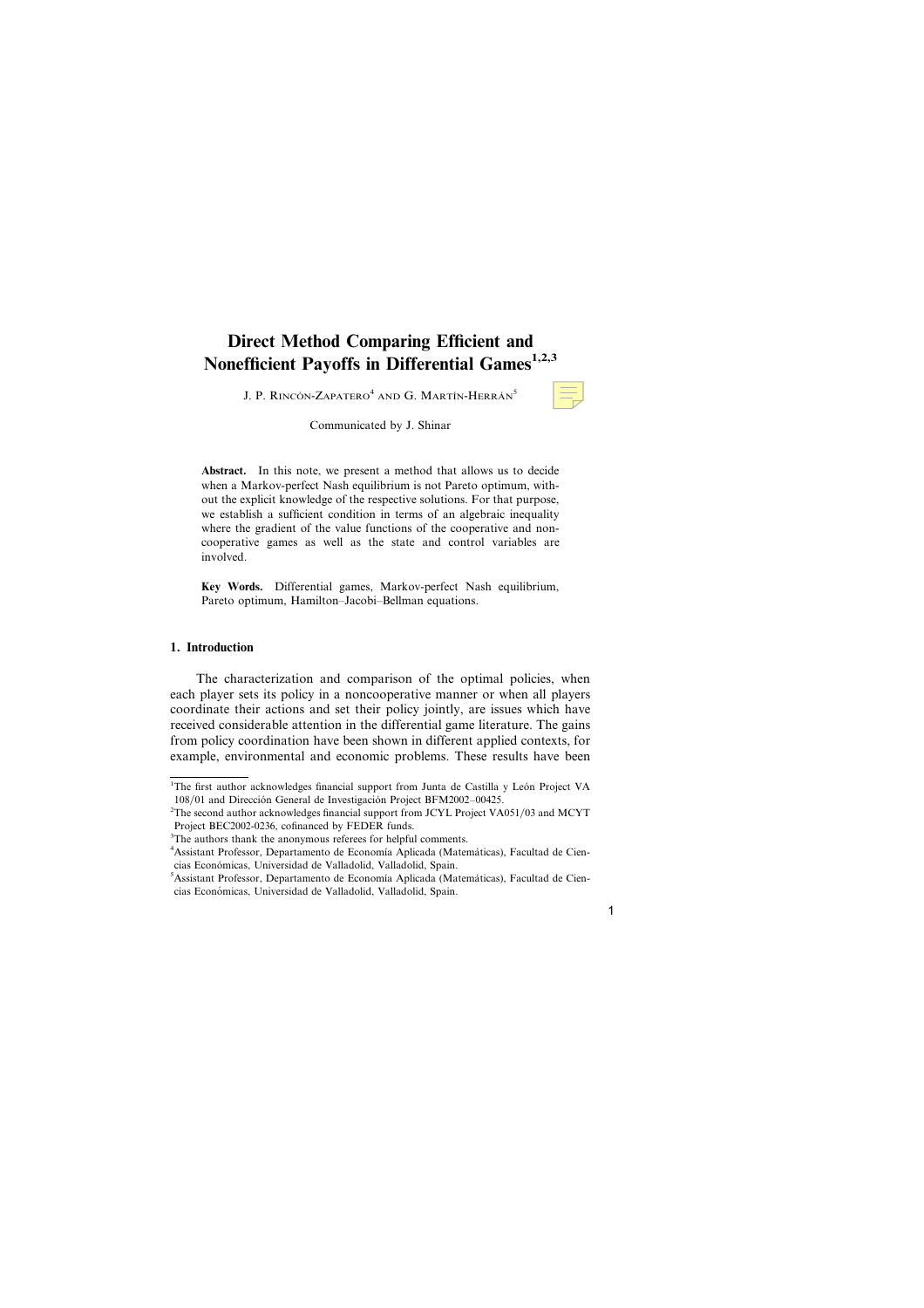# Direct Method Comparing Efficient and Nonefficient Payoffs in Differential Games[1,2,3]

J. P. Rincón-Zapatero[4] and G. Martín-Herrán[5]

Communicated by J. Shinar

**Abstract.** In this note, we present a method that allows us to decide when a Markov-perfect Nash equilibrium is not Pareto optimum, without the explicit knowledge of the respective solutions. For that purpose, we establish a sufficient condition in terms of an algebraic inequality where the gradient of the value functions of the cooperative and noncooperative games as well as the state and control variables are involved.

**Key Words.** Differential games, Markov-perfect Nash equilibrium, Pareto optimum, Hamilton–Jacobi–Bellman equations.

## 1. Introduction

The characterization and comparison of the optimal policies, when each player sets its policy in a noncooperative manner or when all players coordinate their actions and set their policy jointly, are issues which have received considerable attention in the differential game literature. The gains from policy coordination have been shown in different applied contexts, for example, environmental and economic problems. These results have been

---

[1]The first author acknowledges financial support from Junta de Castilla y León Project VA 108/01 and Dirección General de Investigación Project BFM2002–00425.

[2]The second author acknowledges financial support from JCYL Project VA051/03 and MCYT Project BEC2002-0236, cofinanced by FEDER funds.

[3]The authors thank the anonymous referees for helpful comments.

[4]Assistant Professor, Departamento de Economía Aplicada (Matemáticas), Facultad de Ciencias Económicas, Universidad de Valladolid, Valladolid, Spain.

[5]Assistant Professor, Departamento de Economía Aplicada (Matemáticas), Facultad de Ciencias Económicas, Universidad de Valladolid, Valladolid, Spain.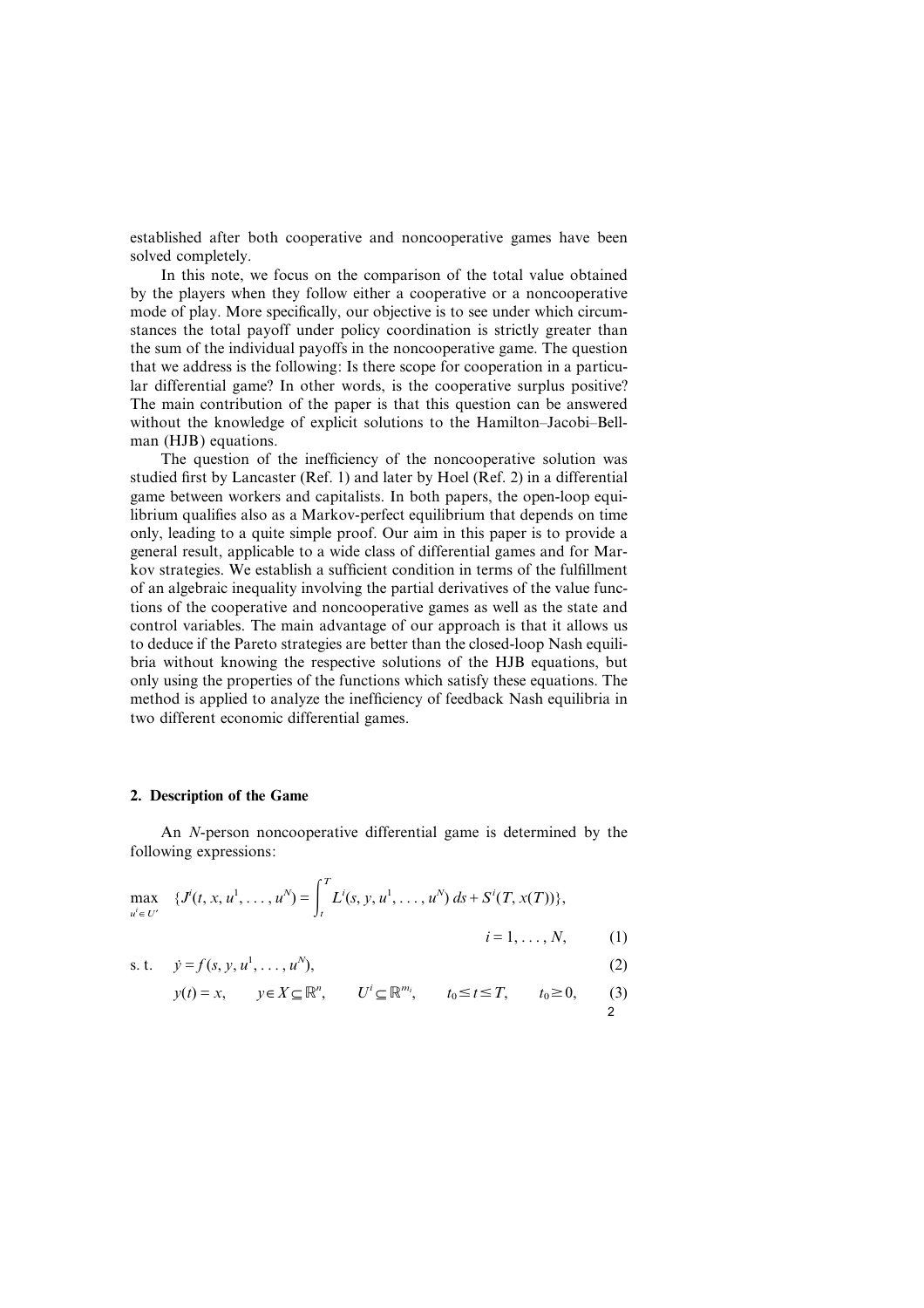established after both cooperative and noncooperative games have been solved completely.

In this note, we focus on the comparison of the total value obtained by the players when they follow either a cooperative or a noncooperative mode of play. More specifically, our objective is to see under which circumstances the total payoff under policy coordination is strictly greater than the sum of the individual payoffs in the noncooperative game. The question that we address is the following: Is there scope for cooperation in a particular differential game? In other words, is the cooperative surplus positive? The main contribution of the paper is that this question can be answered without the knowledge of explicit solutions to the Hamilton–Jacobi–Bellman (HJB) equations.

The question of the inefficiency of the noncooperative solution was studied first by Lancaster (Ref. 1) and later by Hoel (Ref. 2) in a differential game between workers and capitalists. In both papers, the open-loop equilibrium qualifies also as a Markov-perfect equilibrium that depends on time only, leading to a quite simple proof. Our aim in this paper is to provide a general result, applicable to a wide class of differential games and for Markov strategies. We establish a sufficient condition in terms of the fulfillment of an algebraic inequality involving the partial derivatives of the value functions of the cooperative and noncooperative games as well as the state and control variables. The main advantage of our approach is that it allows us to deduce if the Pareto strategies are better than the closed-loop Nash equilibria without knowing the respective solutions of the HJB equations, but only using the properties of the functions which satisfy these equations. The method is applied to analyze the inefficiency of feedback Nash equilibria in two different economic differential games.

## 2. Description of the Game

An $N$-person noncooperative differential game is determined by the following expressions:

$$\max_{u^i \in U^i} \quad \{J^i(t, x, u^1, \ldots, u^N) = \int_t^T L^i(s, y, u^1, \ldots, u^N)\, ds + S^i(T, x(T))\}, \qquad i = 1, \ldots, N, \tag{1}$$

$$\text{s. t.} \quad \dot{y} = f(s, y, u^1, \ldots, u^N), \tag{2}$$

$$y(t) = x, \qquad y \in X \subseteq \mathbb{R}^n, \qquad U^i \subseteq \mathbb{R}^{m_i}, \qquad t_0 \leq t \leq T, \qquad t_0 \geq 0, \tag{3}$$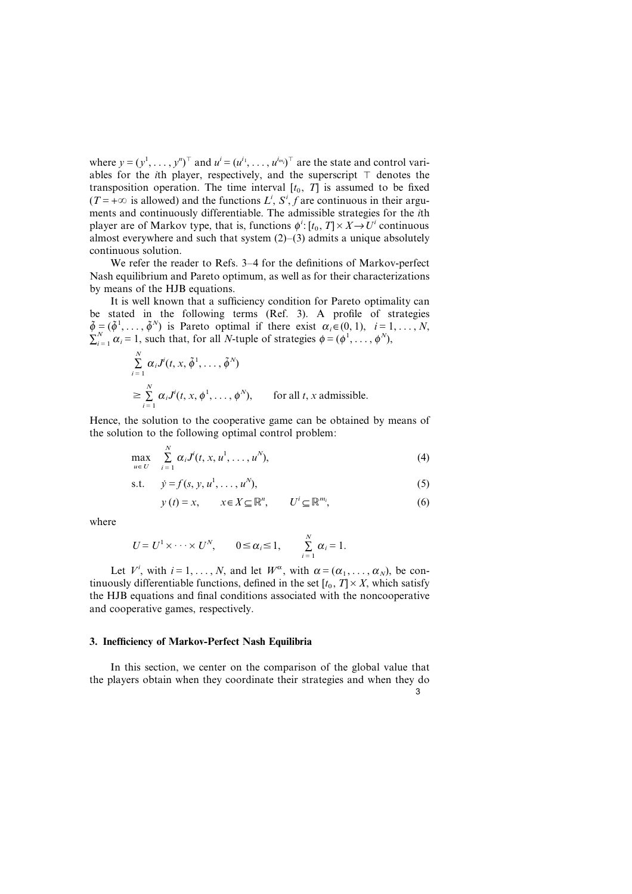where $y = (y^1, \ldots, y^n)^\top$ and $u^i = (u^{i_1}, \ldots, u^{i_{m_i}})^\top$ are the state and control variables for the $i$th player, respectively, and the superscript $\top$ denotes the transposition operation. The time interval $[t_0, T]$ is assumed to be fixed ($T = +\infty$ is allowed) and the functions $L^i$, $S^i$, $f$ are continuous in their arguments and continuously differentiable. The admissible strategies for the $i$th player are of Markov type, that is, functions $\phi^i: [t_0, T] \times X \to U^i$ continuous almost everywhere and such that system (2)–(3) admits a unique absolutely continuous solution.

We refer the reader to Refs. 3–4 for the definitions of Markov-perfect Nash equilibrium and Pareto optimum, as well as for their characterizations by means of the HJB equations.

It is well known that a sufficiency condition for Pareto optimality can be stated in the following terms (Ref. 3). A profile of strategies $\tilde{\phi} = (\tilde{\phi}^1, \ldots, \tilde{\phi}^N)$ is Pareto optimal if there exist $\alpha_i \in (0, 1)$, $i = 1, \ldots, N$, $\sum_{i=1}^N \alpha_i = 1$, such that, for all $N$-tuple of strategies $\phi = (\phi^1, \ldots, \phi^N)$,

$$\sum_{i=1}^N \alpha_i J^i(t, x, \tilde{\phi}^1, \ldots, \tilde{\phi}^N)$$

$$\geq \sum_{i=1}^N \alpha_i J^i(t, x, \phi^1, \ldots, \phi^N), \qquad \text{for all } t, x \text{ admissible.}$$

Hence, the solution to the cooperative game can be obtained by means of the solution to the following optimal control problem:

$$\max_{u \in U} \quad \sum_{i=1}^N \alpha_i J^i(t, x, u^1, \ldots, u^N), \tag{4}$$

$$\text{s.t.} \quad \dot{y} = f(s, y, u^1, \ldots, u^N), \tag{5}$$

$$y(t) = x, \qquad x \in X \subseteq \mathbb{R}^n, \qquad U^i \subseteq \mathbb{R}^{m_i}, \tag{6}$$

where

$$U = U^1 \times \cdots \times U^N, \qquad 0 \leq \alpha_i \leq 1, \qquad \sum_{i=1}^N \alpha_i = 1.$$

Let $V^i$, with $i = 1, \ldots, N$, and let $W^\alpha$, with $\alpha = (\alpha_1, \ldots, \alpha_N)$, be continuously differentiable functions, defined in the set $[t_0, T] \times X$, which satisfy the HJB equations and final conditions associated with the noncooperative and cooperative games, respectively.

## 3. Inefficiency of Markov-Perfect Nash Equilibria

In this section, we center on the comparison of the global value that the players obtain when they coordinate their strategies and when they do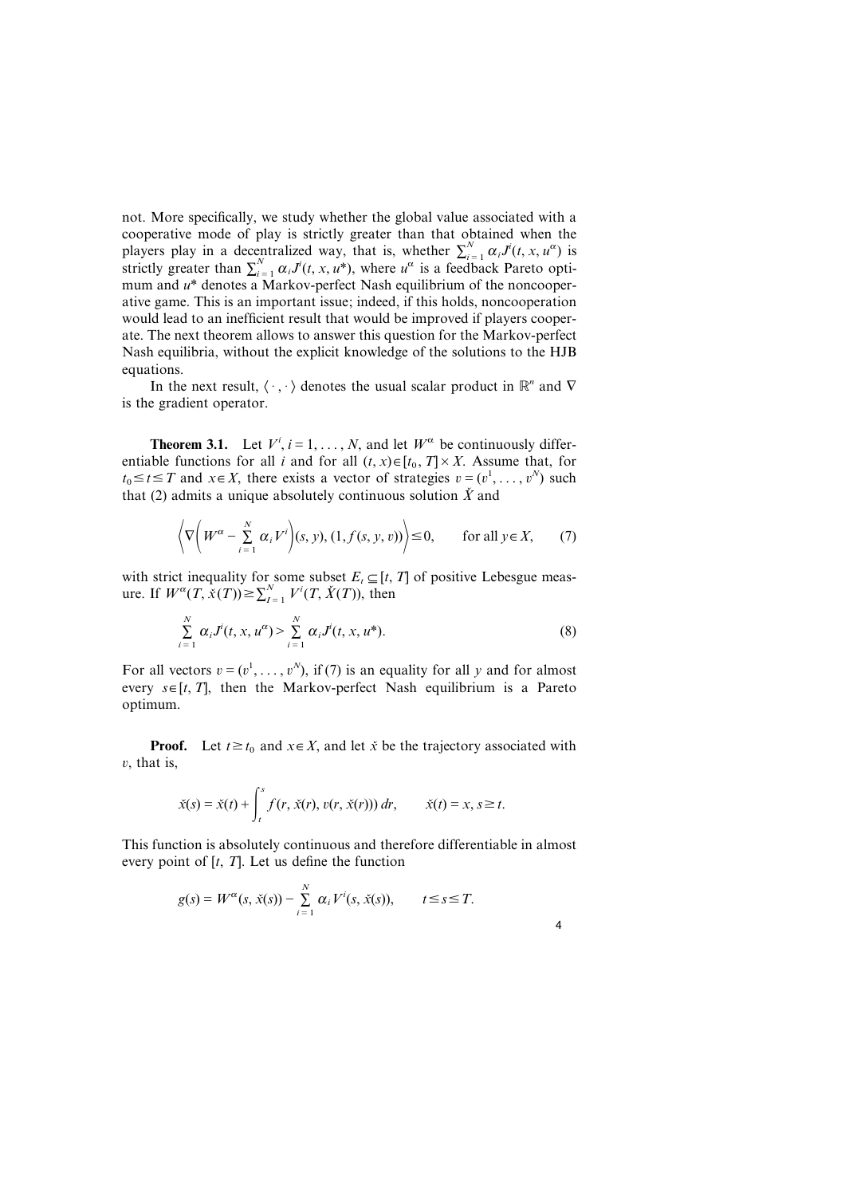not. More specifically, we study whether the global value associated with a cooperative mode of play is strictly greater than that obtained when the players play in a decentralized way, that is, whether $\sum_{i=1}^{N} \alpha_i J^i(t, x, u^\alpha)$ is strictly greater than $\sum_{i=1}^{N} \alpha_i J^i(t, x, u^*)$, where $u^\alpha$ is a feedback Pareto optimum and $u^*$ denotes a Markov-perfect Nash equilibrium of the noncooperative game. This is an important issue; indeed, if this holds, noncooperation would lead to an inefficient result that would be improved if players cooperate. The next theorem allows to answer this question for the Markov-perfect Nash equilibria, without the explicit knowledge of the solutions to the HJB equations.

In the next result, $\langle \cdot, \cdot \rangle$ denotes the usual scalar product in $\mathbb{R}^n$ and $\nabla$ is the gradient operator.

**Theorem 3.1.** Let $V^i, i = 1, \ldots, N$, and let $W^\alpha$ be continuously differentiable functions for all $i$ and for all $(t, x) \in [t_0, T] \times X$. Assume that, for $t_0 \leq t \leq T$ and $x \in X$, there exists a vector of strategies $v = (v^1, \ldots, v^N)$ such that (2) admits a unique absolutely continuous solution $\check{X}$ and

$$\left\langle \nabla \left( W^\alpha - \sum_{i=1}^{N} \alpha_i V^i \right)(s, y), (1, f(s, y, v)) \right\rangle \leq 0, \qquad \text{for all } y \in X, \tag{7}$$

with strict inequality for some subset $E_t \subseteq [t, T]$ of positive Lebesgue measure. If $W^\alpha(T, \check{x}(T)) \geq \sum_{I=1}^{N} V^i(T, \check{X}(T))$, then

$$\sum_{i=1}^{N} \alpha_i J^i(t, x, u^\alpha) > \sum_{i=1}^{N} \alpha_i J^i(t, x, u^*). \tag{8}$$

For all vectors $v = (v^1, \ldots, v^N)$, if (7) is an equality for all $y$ and for almost every $s \in [t, T]$, then the Markov-perfect Nash equilibrium is a Pareto optimum.

**Proof.** Let $t \geq t_0$ and $x \in X$, and let $\check{x}$ be the trajectory associated with $v$, that is,

$$\check{x}(s) = \check{x}(t) + \int_t^s f(r, \check{x}(r), v(r, \check{x}(r)))\, dr, \qquad \check{x}(t) = x, s \geq t.$$

This function is absolutely continuous and therefore differentiable in almost every point of $[t, T]$. Let us define the function

$$g(s) = W^\alpha(s, \check{x}(s)) - \sum_{i=1}^{N} \alpha_i V^i(s, \check{x}(s)), \qquad t \leq s \leq T.$$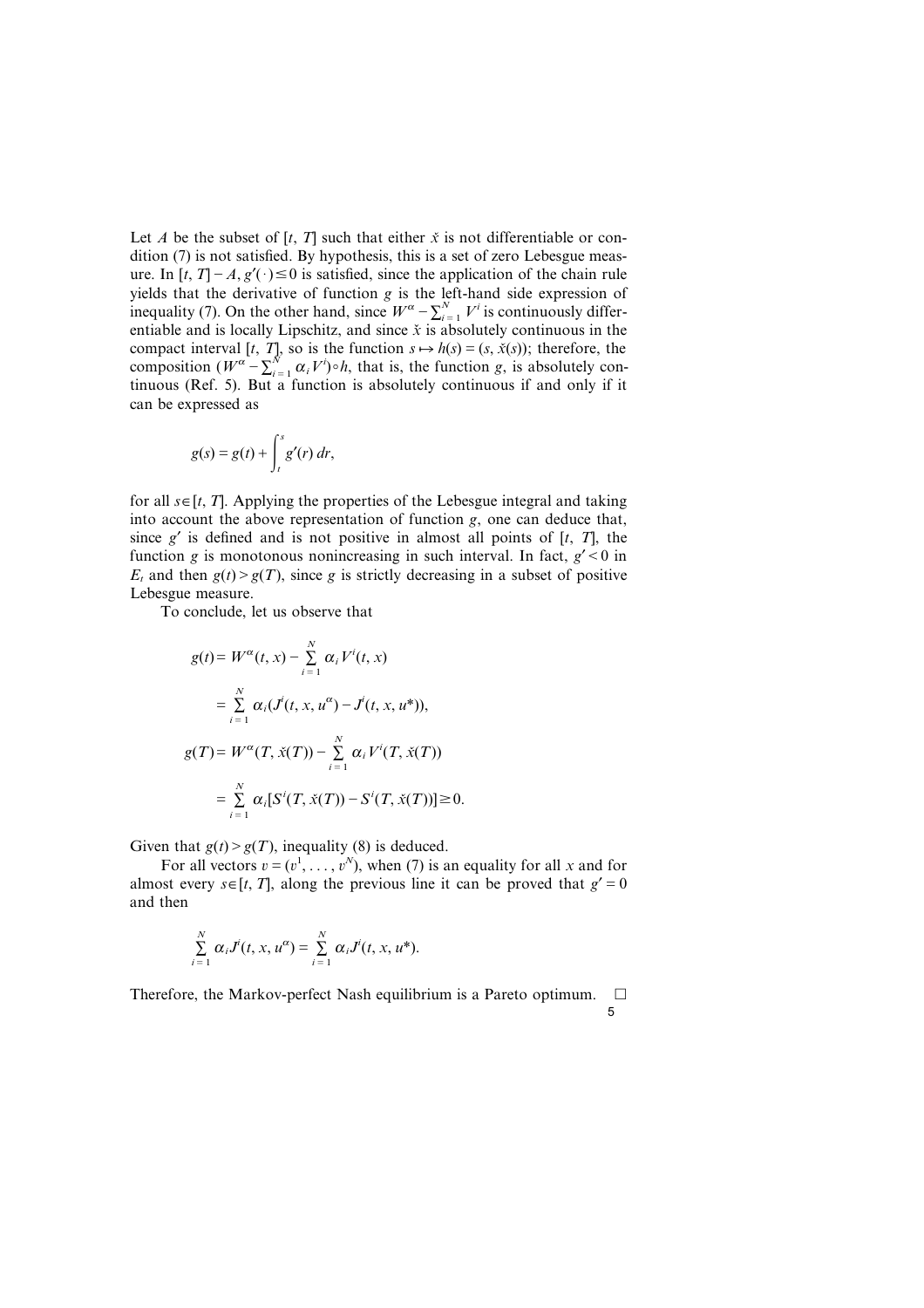Let $A$ be the subset of $[t, T]$ such that either $\check{x}$ is not differentiable or condition (7) is not satisfied. By hypothesis, this is a set of zero Lebesgue measure. In $[t, T] - A$, $g'(\cdot) \leq 0$ is satisfied, since the application of the chain rule yields that the derivative of function $g$ is the left-hand side expression of inequality (7). On the other hand, since $W^{\alpha} - \sum_{i=1}^{N} V^i$ is continuously differentiable and is locally Lipschitz, and since $\check{x}$ is absolutely continuous in the compact interval $[t, T]$, so is the function $s \mapsto h(s) = (s, \check{x}(s))$; therefore, the composition $(W^{\alpha} - \sum_{i=1}^{N} \alpha_i V^i) \circ h$, that is, the function $g$, is absolutely continuous (Ref. 5). But a function is absolutely continuous if and only if it can be expressed as

$$g(s) = g(t) + \int_t^s g'(r)\, dr,$$

for all $s \in [t, T]$. Applying the properties of the Lebesgue integral and taking into account the above representation of function $g$, one can deduce that, since $g'$ is defined and is not positive in almost all points of $[t, T]$, the function $g$ is monotonous nonincreasing in such interval. In fact, $g' < 0$ in $E_t$ and then $g(t) > g(T)$, since $g$ is strictly decreasing in a subset of positive Lebesgue measure.

To conclude, let us observe that

$$\begin{aligned}
g(t) &= W^{\alpha}(t, x) - \sum_{i=1}^{N} \alpha_i V^i(t, x) \\
&= \sum_{i=1}^{N} \alpha_i (J^i(t, x, u^{\alpha}) - J^i(t, x, u^*)), \\
g(T) &= W^{\alpha}(T, \check{x}(T)) - \sum_{i=1}^{N} \alpha_i V^i(T, \check{x}(T)) \\
&= \sum_{i=1}^{N} \alpha_i [S^i(T, \check{x}(T)) - S^i(T, \check{x}(T))] \geq 0.
\end{aligned}$$

Given that $g(t) > g(T)$, inequality (8) is deduced.

For all vectors $v = (v^1, \ldots, v^N)$, when (7) is an equality for all $x$ and for almost every $s \in [t, T]$, along the previous line it can be proved that $g' = 0$ and then

$$\sum_{i=1}^{N} \alpha_i J^i(t, x, u^{\alpha}) = \sum_{i=1}^{N} \alpha_i J^i(t, x, u^*).$$

Therefore, the Markov-perfect Nash equilibrium is a Pareto optimum. □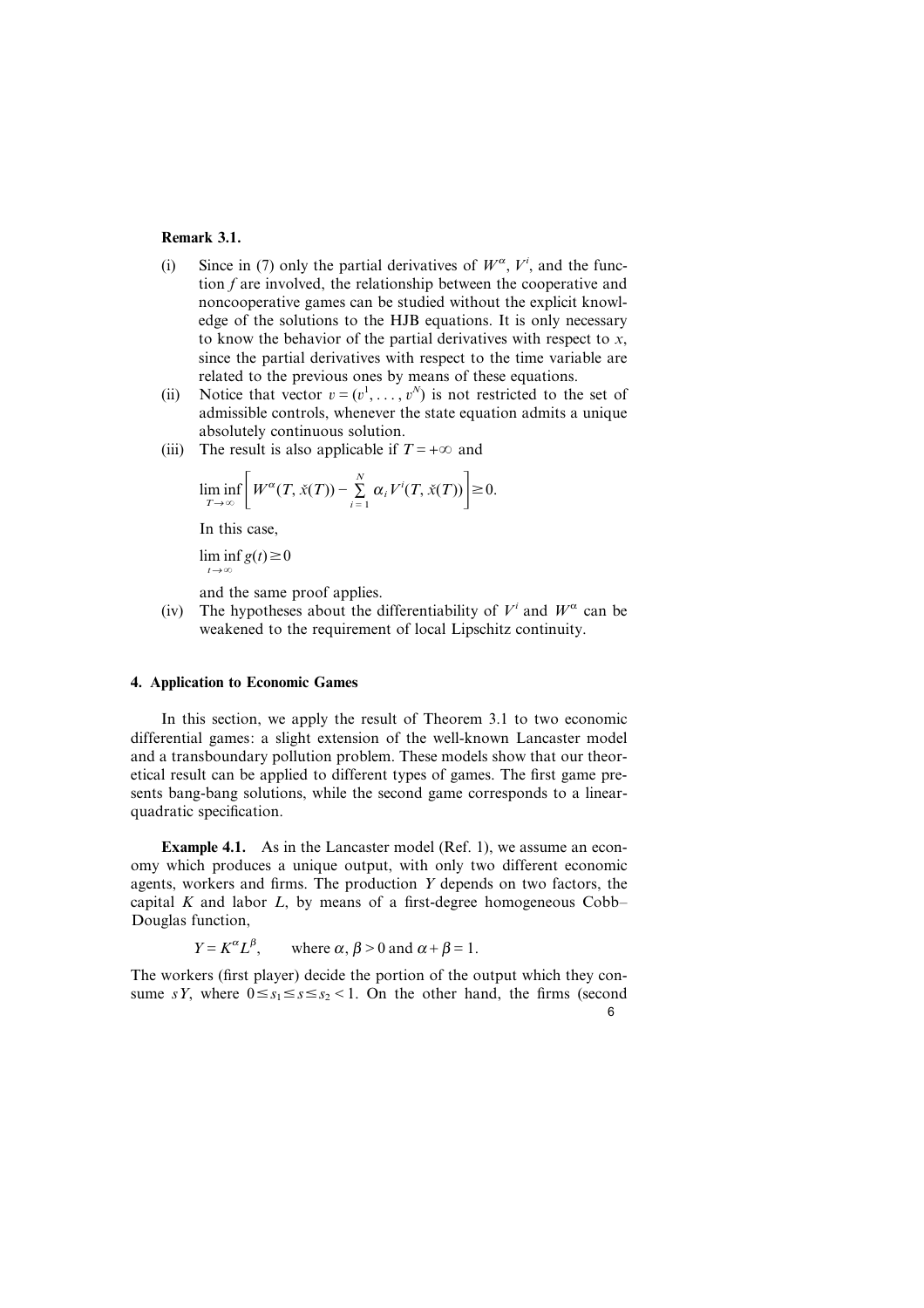**Remark 3.1.**

(i) Since in (7) only the partial derivatives of $W^{\alpha}$, $V^{i}$, and the function $f$ are involved, the relationship between the cooperative and noncooperative games can be studied without the explicit knowledge of the solutions to the HJB equations. It is only necessary to know the behavior of the partial derivatives with respect to $x$, since the partial derivatives with respect to the time variable are related to the previous ones by means of these equations.

(ii) Notice that vector $v = (v^1, \ldots, v^N)$ is not restricted to the set of admissible controls, whenever the state equation admits a unique absolutely continuous solution.

(iii) The result is also applicable if $T = +\infty$ and

$$\liminf_{T \to \infty} \left[ W^{\alpha}(T, \check{x}(T)) - \sum_{i=1}^{N} \alpha_i V^i(T, \check{x}(T)) \right] \geq 0.$$

In this case,

$$\liminf_{t \to \infty} g(t) \geq 0$$

and the same proof applies.

(iv) The hypotheses about the differentiability of $V^i$ and $W^{\alpha}$ can be weakened to the requirement of local Lipschitz continuity.

## 4. Application to Economic Games

In this section, we apply the result of Theorem 3.1 to two economic differential games: a slight extension of the well-known Lancaster model and a transboundary pollution problem. These models show that our theoretical result can be applied to different types of games. The first game presents bang-bang solutions, while the second game corresponds to a linear-quadratic specification.

**Example 4.1.** As in the Lancaster model (Ref. 1), we assume an economy which produces a unique output, with only two different economic agents, workers and firms. The production $Y$ depends on two factors, the capital $K$ and labor $L$, by means of a first-degree homogeneous Cobb–Douglas function,

$$Y = K^{\alpha} L^{\beta}, \qquad \text{where } \alpha, \beta > 0 \text{ and } \alpha + \beta = 1.$$

The workers (first player) decide the portion of the output which they consume $sY$, where $0 \leq s_1 \leq s \leq s_2 < 1$. On the other hand, the firms (second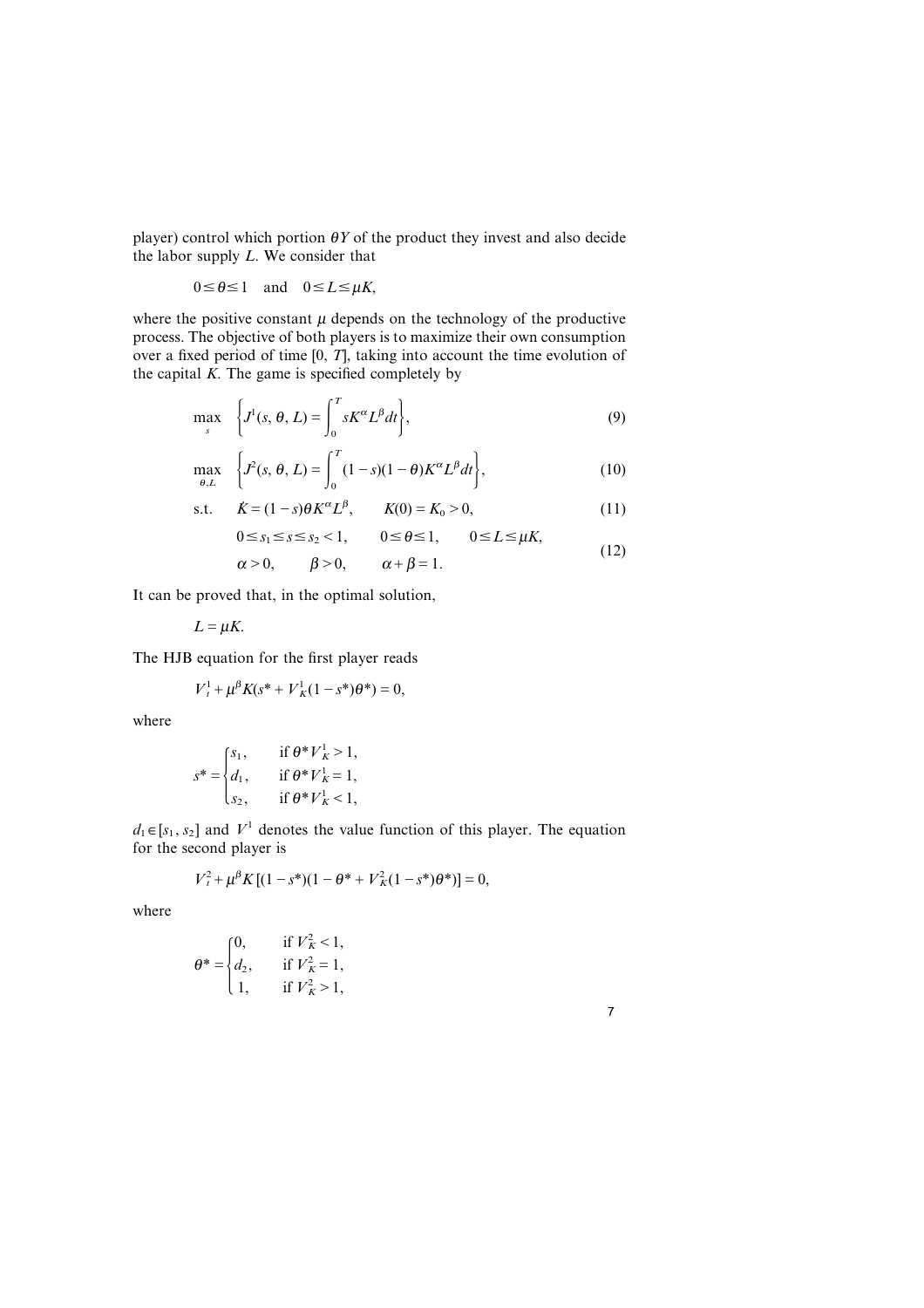player) control which portion $\theta Y$ of the product they invest and also decide the labor supply $L$. We consider that

$$0 \leq \theta \leq 1 \quad \text{and} \quad 0 \leq L \leq \mu K,$$

where the positive constant $\mu$ depends on the technology of the productive process. The objective of both players is to maximize their own consumption over a fixed period of time $[0, T]$, taking into account the time evolution of the capital $K$. The game is specified completely by

$$\max_{s} \quad \left\{ J^1(s, \theta, L) = \int_0^T sK^{\alpha}L^{\beta} dt \right\}, \tag{9}$$

$$\max_{\theta, L} \quad \left\{ J^2(s, \theta, L) = \int_0^T (1-s)(1-\theta)K^{\alpha}L^{\beta} dt \right\}, \tag{10}$$

$$\text{s.t.} \quad \dot{K} = (1-s)\theta K^{\alpha}L^{\beta}, \qquad K(0) = K_0 > 0, \tag{11}$$

$$\begin{aligned} &0 \leq s_1 \leq s \leq s_2 < 1, \qquad 0 \leq \theta \leq 1, \qquad 0 \leq L \leq \mu K, \\ &\alpha > 0, \qquad \beta > 0, \qquad \alpha + \beta = 1. \end{aligned} \tag{12}$$

It can be proved that, in the optimal solution,

$$L = \mu K.$$

The HJB equation for the first player reads

$$V_t^1 + \mu^{\beta} K(s^* + V_K^1 (1 - s^*)\theta^*) = 0,$$

where

$$s^* = \begin{cases} s_1, & \text{if } \theta^* V_K^1 > 1, \\ d_1, & \text{if } \theta^* V_K^1 = 1, \\ s_2, & \text{if } \theta^* V_K^1 < 1, \end{cases}$$

$d_1 \in [s_1, s_2]$ and $V^1$ denotes the value function of this player. The equation for the second player is

$$V_t^2 + \mu^{\beta} K[(1 - s^*)(1 - \theta^* + V_K^2(1 - s^*)\theta^*)] = 0,$$

where

$$\theta^* = \begin{cases} 0, & \text{if } V_K^2 < 1, \\ d_2, & \text{if } V_K^2 = 1, \\ 1, & \text{if } V_K^2 > 1, \end{cases}$$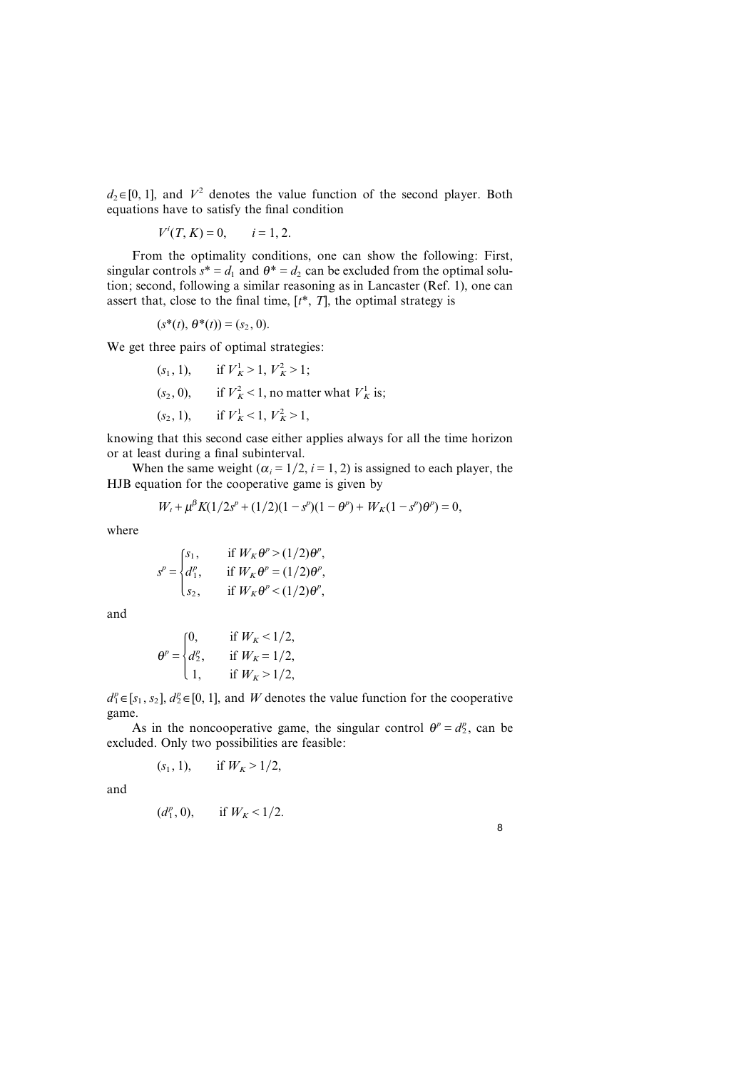$d_2 \in [0, 1]$, and $V^2$ denotes the value function of the second player. Both equations have to satisfy the final condition

$$V^i(T, K) = 0, \qquad i = 1, 2.$$

From the optimality conditions, one can show the following: First, singular controls $s^* = d_1$ and $\theta^* = d_2$ can be excluded from the optimal solution; second, following a similar reasoning as in Lancaster (Ref. 1), one can assert that, close to the final time, $[t^*, T]$, the optimal strategy is

$$(s^*(t), \theta^*(t)) = (s_2, 0).$$

We get three pairs of optimal strategies:

$$(s_1, 1), \qquad \text{if } V_K^1 > 1,\ V_K^2 > 1;$$

$$(s_2, 0), \qquad \text{if } V_K^2 < 1, \text{ no matter what } V_K^1 \text{ is;}$$

$$(s_2, 1), \qquad \text{if } V_K^1 < 1,\ V_K^2 > 1,$$

knowing that this second case either applies always for all the time horizon or at least during a final subinterval.

When the same weight ($\alpha_i = 1/2$, $i = 1, 2$) is assigned to each player, the HJB equation for the cooperative game is given by

$$W_t + \mu^\beta K(1/2s^p + (1/2)(1 - s^p)(1 - \theta^p) + W_K(1 - s^p)\theta^p) = 0,$$

where

$$s^p = \begin{cases} s_1, & \text{if } W_K\theta^p > (1/2)\theta^p, \\ d_1^p, & \text{if } W_K\theta^p = (1/2)\theta^p, \\ s_2, & \text{if } W_K\theta^p < (1/2)\theta^p, \end{cases}$$

and

$$\theta^p = \begin{cases} 0, & \text{if } W_K < 1/2, \\ d_2^p, & \text{if } W_K = 1/2, \\ 1, & \text{if } W_K > 1/2, \end{cases}$$

$d_1^p \in [s_1, s_2]$, $d_2^p \in [0, 1]$, and $W$ denotes the value function for the cooperative game.

As in the noncooperative game, the singular control $\theta^p = d_2^p$, can be excluded. Only two possibilities are feasible:

$$(s_1, 1), \qquad \text{if } W_K > 1/2,$$

and

$$(d_1^p, 0), \qquad \text{if } W_K < 1/2.$$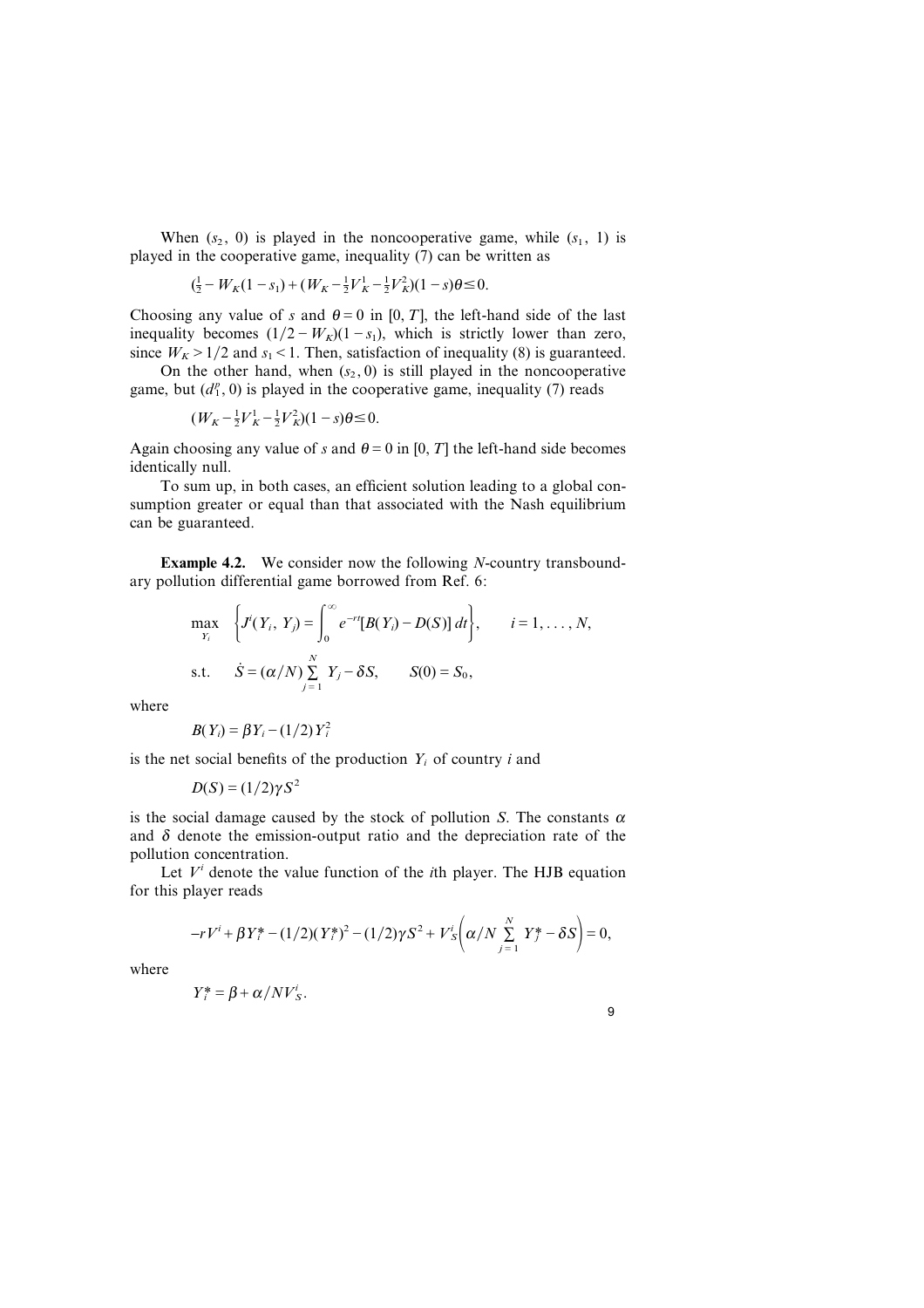When $(s_2, 0)$ is played in the noncooperative game, while $(s_1, 1)$ is played in the cooperative game, inequality (7) can be written as

$$(\tfrac{1}{2} - W_K(1-s_1) + (W_K - \tfrac{1}{2}V_K^1 - \tfrac{1}{2}V_K^2)(1-s)\theta \leq 0.$$

Choosing any value of $s$ and $\theta = 0$ in $[0, T]$, the left-hand side of the last inequality becomes $(1/2 - W_K)(1-s_1)$, which is strictly lower than zero, since $W_K > 1/2$ and $s_1 < 1$. Then, satisfaction of inequality (8) is guaranteed.

On the other hand, when $(s_2, 0)$ is still played in the noncooperative game, but $(d_1^n, 0)$ is played in the cooperative game, inequality (7) reads

$$(W_K - \tfrac{1}{2}V_K^1 - \tfrac{1}{2}V_K^2)(1-s)\theta \leq 0.$$

Again choosing any value of $s$ and $\theta = 0$ in $[0, T]$ the left-hand side becomes identically null.

To sum up, in both cases, an efficient solution leading to a global consumption greater or equal than that associated with the Nash equilibrium can be guaranteed.

**Example 4.2.** We consider now the following $N$-country transboundary pollution differential game borrowed from Ref. 6:

$$\max_{Y_i} \quad \left\{ J^i(Y_i, Y_j) = \int_0^\infty e^{-rt}[B(Y_i) - D(S)]\, dt \right\}, \qquad i = 1, \dots, N,$$

$$\text{s.t.} \quad \dot{S} = (\alpha/N) \sum_{j=1}^{N} Y_j - \delta S, \qquad S(0) = S_0,$$

where

$$B(Y_i) = \beta Y_i - (1/2)Y_i^2$$

is the net social benefits of the production $Y_i$ of country $i$ and

$$D(S) = (1/2)\gamma S^2$$

is the social damage caused by the stock of pollution $S$. The constants $\alpha$ and $\delta$ denote the emission-output ratio and the depreciation rate of the pollution concentration.

Let $V^i$ denote the value function of the $i$th player. The HJB equation for this player reads

$$-rV^i + \beta Y_i^* - (1/2)(Y_i^*)^2 - (1/2)\gamma S^2 + V_S^i\left(\alpha/N \sum_{j=1}^{N} Y_j^* - \delta S\right) = 0,$$

where

$$Y_i^* = \beta + \alpha/N V_S^i.$$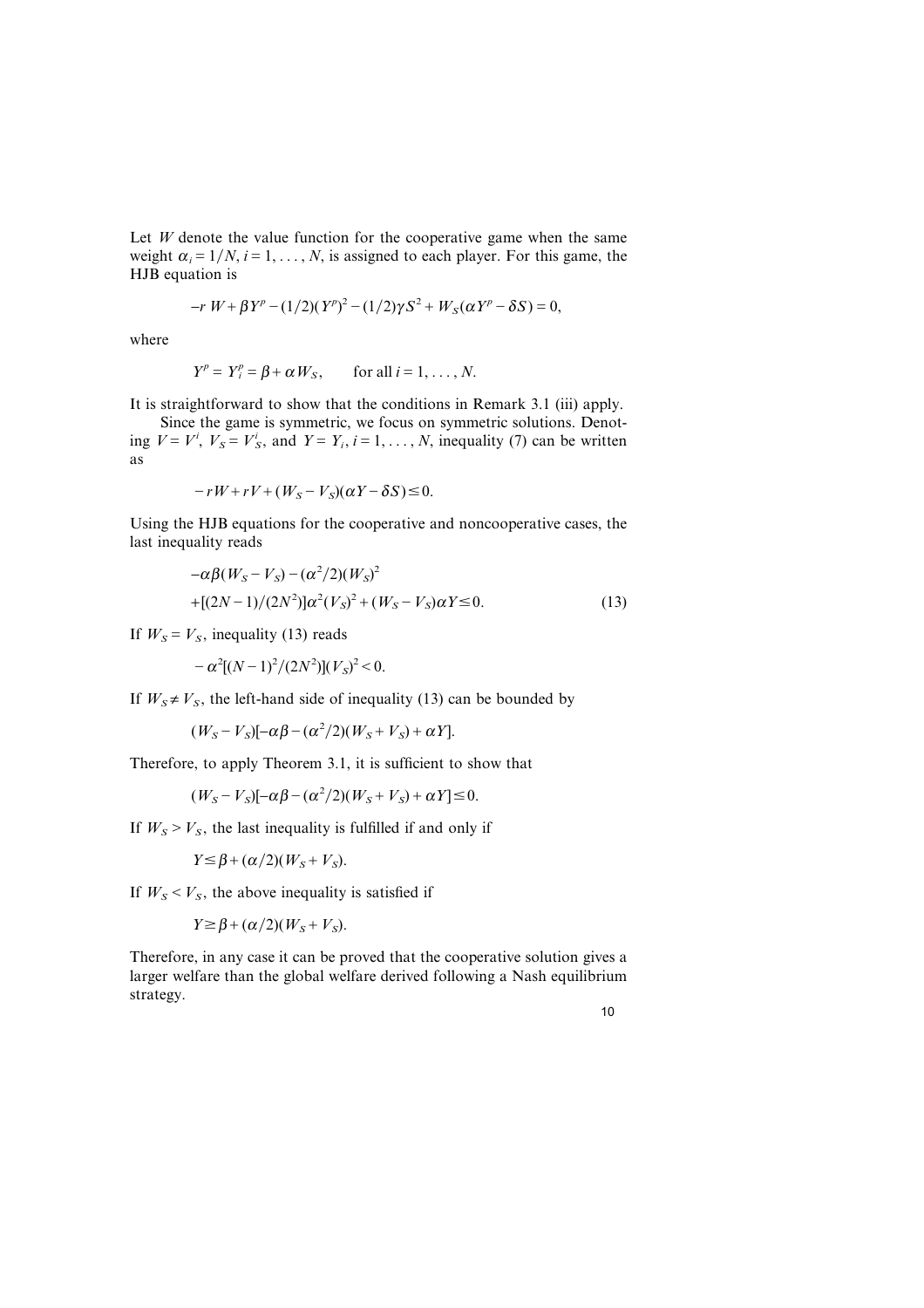Let $W$ denote the value function for the cooperative game when the same weight $\alpha_i = 1/N$, $i = 1, \ldots, N$, is assigned to each player. For this game, the HJB equation is

$$-r\,W + \beta Y^p - (1/2)(Y^p)^2 - (1/2)\gamma S^2 + W_S(\alpha Y^p - \delta S) = 0,$$

where

$$Y^p = Y_i^p = \beta + \alpha W_S, \qquad \text{for all } i = 1, \ldots, N.$$

It is straightforward to show that the conditions in Remark 3.1 (iii) apply.

Since the game is symmetric, we focus on symmetric solutions. Denoting $V = V^i$, $V_S = V_S^i$, and $Y = Y_i$, $i = 1, \ldots, N$, inequality (7) can be written as

$$-rW + rV + (W_S - V_S)(\alpha Y - \delta S) \leq 0.$$

Using the HJB equations for the cooperative and noncooperative cases, the last inequality reads

$$\begin{aligned}
&-\alpha\beta(W_S - V_S) - (\alpha^2/2)(W_S)^2 \\
&+[(2N-1)/(2N^2)]\alpha^2(V_S)^2 + (W_S - V_S)\alpha Y \leq 0. \qquad (13)
\end{aligned}$$

If $W_S = V_S$, inequality (13) reads

$$-\alpha^2[(N-1)^2/(2N^2)](V_S)^2 < 0.$$

If $W_S \neq V_S$, the left-hand side of inequality (13) can be bounded by

$$(W_S - V_S)[-\alpha\beta - (\alpha^2/2)(W_S + V_S) + \alpha Y].$$

Therefore, to apply Theorem 3.1, it is sufficient to show that

$$(W_S - V_S)[-\alpha\beta - (\alpha^2/2)(W_S + V_S) + \alpha Y] \leq 0.$$

If $W_S > V_S$, the last inequality is fulfilled if and only if

$$Y \leq \beta + (\alpha/2)(W_S + V_S).$$

If $W_S < V_S$, the above inequality is satisfied if

$$Y \geq \beta + (\alpha/2)(W_S + V_S).$$

Therefore, in any case it can be proved that the cooperative solution gives a larger welfare than the global welfare derived following a Nash equilibrium strategy.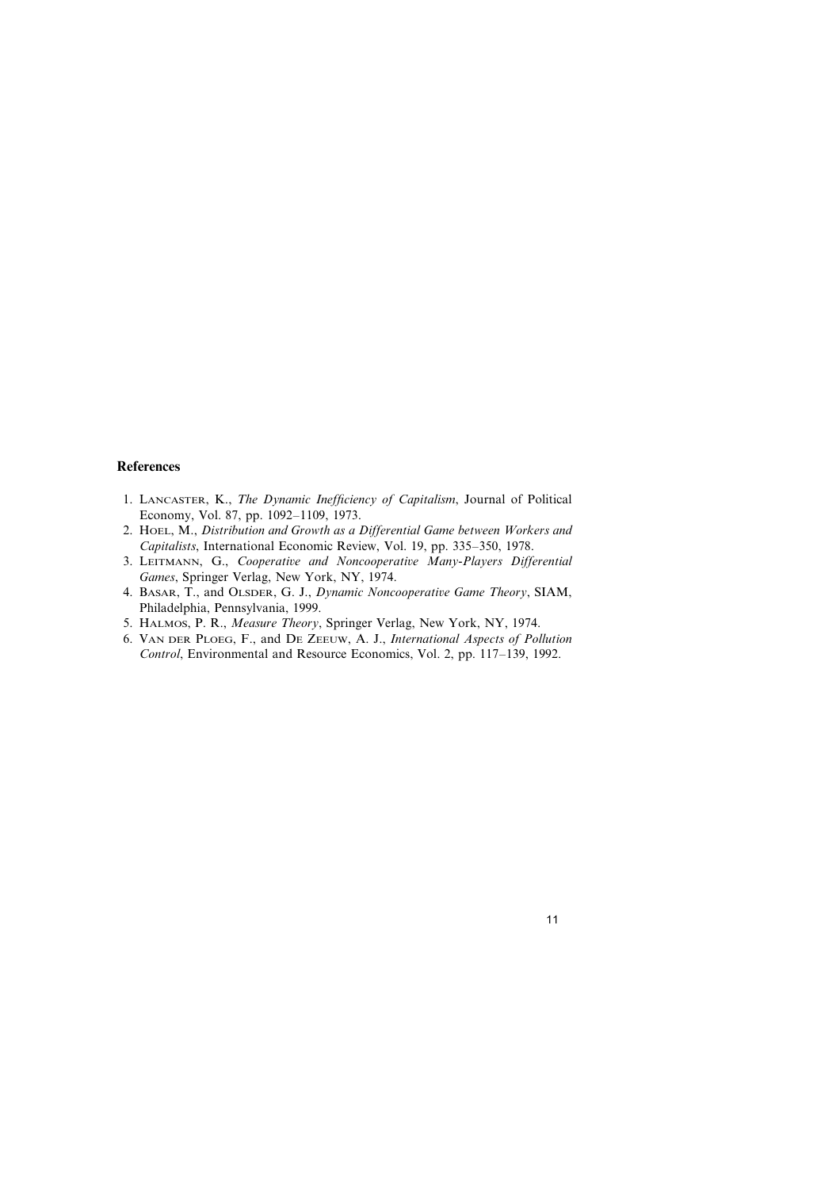## References

1. Lancaster, K., *The Dynamic Inefficiency of Capitalism*, Journal of Political Economy, Vol. 87, pp. 1092–1109, 1973.
2. Hoel, M., *Distribution and Growth as a Differential Game between Workers and Capitalists*, International Economic Review, Vol. 19, pp. 335–350, 1978.
3. Leitmann, G., *Cooperative and Noncooperative Many-Players Differential Games*, Springer Verlag, New York, NY, 1974.
4. Basar, T., and Olsder, G. J., *Dynamic Noncooperative Game Theory*, SIAM, Philadelphia, Pennsylvania, 1999.
5. Halmos, P. R., *Measure Theory*, Springer Verlag, New York, NY, 1974.
6. Van der Ploeg, F., and De Zeeuw, A. J., *International Aspects of Pollution Control*, Environmental and Resource Economics, Vol. 2, pp. 117–139, 1992.